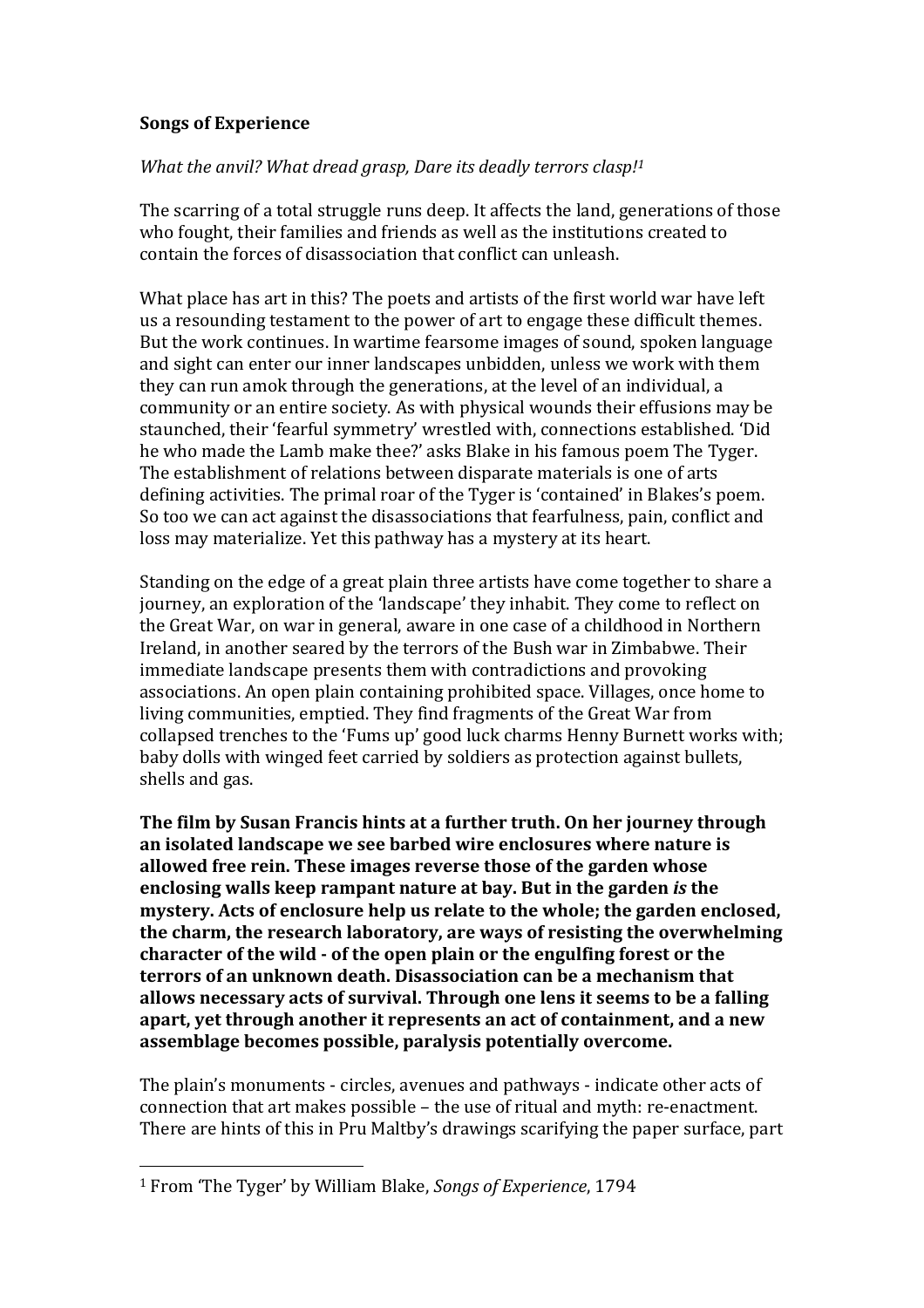**Songs of Experience**

*What the anvil? What dread grasp, Dare its deadly terrors clasp!*[1]

The scarring of a total struggle runs deep. It affects the land, generations of those who fought, their families and friends as well as the institutions created to contain the forces of disassociation that conflict can unleash.

What place has art in this? The poets and artists of the first world war have left us a resounding testament to the power of art to engage these difficult themes. But the work continues. In wartime fearsome images of sound, spoken language and sight can enter our inner landscapes unbidden, unless we work with them they can run amok through the generations, at the level of an individual, a community or an entire society. As with physical wounds their effusions may be staunched, their 'fearful symmetry' wrestled with, connections established. 'Did he who made the Lamb make thee?' asks Blake in his famous poem The Tyger. The establishment of relations between disparate materials is one of arts defining activities. The primal roar of the Tyger is 'contained' in Blakes's poem. So too we can act against the disassociations that fearfulness, pain, conflict and loss may materialize. Yet this pathway has a mystery at its heart.

Standing on the edge of a great plain three artists have come together to share a journey, an exploration of the 'landscape' they inhabit. They come to reflect on the Great War, on war in general, aware in one case of a childhood in Northern Ireland, in another seared by the terrors of the Bush war in Zimbabwe. Their immediate landscape presents them with contradictions and provoking associations. An open plain containing prohibited space. Villages, once home to living communities, emptied. They find fragments of the Great War from collapsed trenches to the 'Fums up' good luck charms Henny Burnett works with; baby dolls with winged feet carried by soldiers as protection against bullets, shells and gas.

**The film by Susan Francis hints at a further truth. On her journey through an isolated landscape we see barbed wire enclosures where nature is allowed free rein. These images reverse those of the garden whose enclosing walls keep rampant nature at bay. But in the garden *is* the mystery. Acts of enclosure help us relate to the whole; the garden enclosed, the charm, the research laboratory, are ways of resisting the overwhelming character of the wild - of the open plain or the engulfing forest or the terrors of an unknown death. Disassociation can be a mechanism that allows necessary acts of survival. Through one lens it seems to be a falling apart, yet through another it represents an act of containment, and a new assemblage becomes possible, paralysis potentially overcome.**

The plain's monuments - circles, avenues and pathways - indicate other acts of connection that art makes possible – the use of ritual and myth: re-enactment. There are hints of this in Pru Maltby's drawings scarifying the paper surface, part

---

[1] From 'The Tyger' by William Blake, *Songs of Experience*, 1794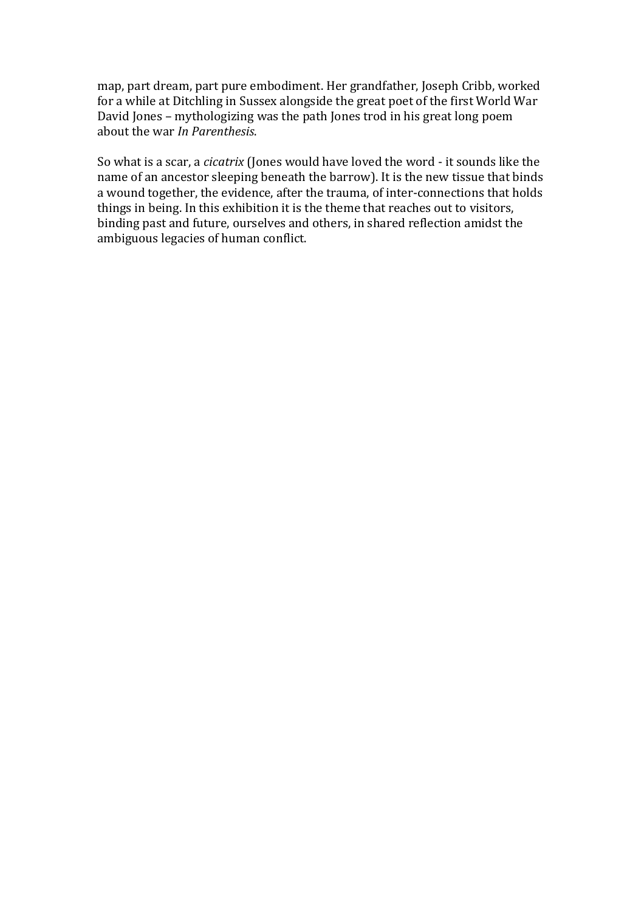map, part dream, part pure embodiment. Her grandfather, Joseph Cribb, worked for a while at Ditchling in Sussex alongside the great poet of the first World War David Jones – mythologizing was the path Jones trod in his great long poem about the war *In Parenthesis*.

So what is a scar, a *cicatrix* (Jones would have loved the word - it sounds like the name of an ancestor sleeping beneath the barrow). It is the new tissue that binds a wound together, the evidence, after the trauma, of inter-connections that holds things in being. In this exhibition it is the theme that reaches out to visitors, binding past and future, ourselves and others, in shared reflection amidst the ambiguous legacies of human conflict.